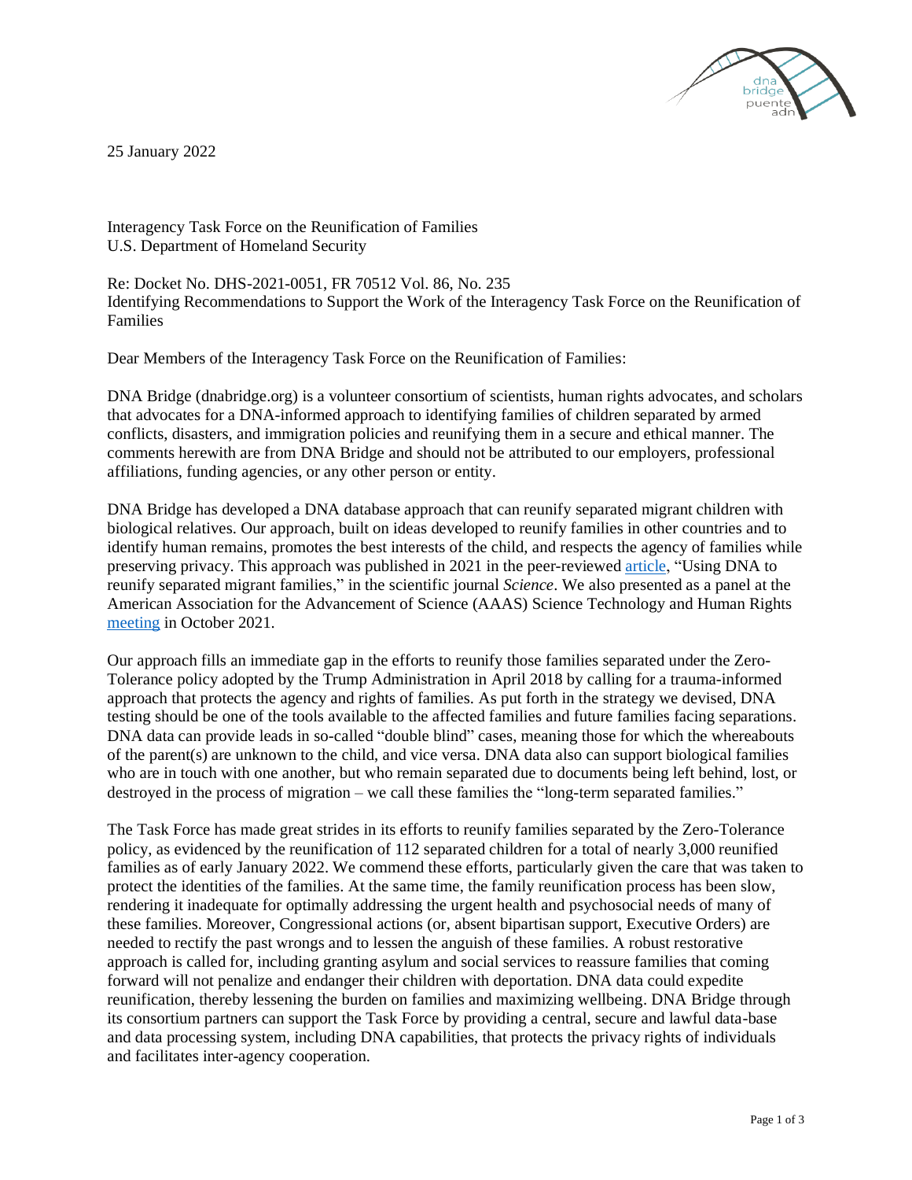25 January 2022

Interagency Task Force on the Reunification of Families
U.S. Department of Homeland Security

Re: Docket No. DHS-2021-0051, FR 70512 Vol. 86, No. 235
Identifying Recommendations to Support the Work of the Interagency Task Force on the Reunification of Families

Dear Members of the Interagency Task Force on the Reunification of Families:

DNA Bridge (dnabridge.org) is a volunteer consortium of scientists, human rights advocates, and scholars that advocates for a DNA-informed approach to identifying families of children separated by armed conflicts, disasters, and immigration policies and reunifying them in a secure and ethical manner. The comments herewith are from DNA Bridge and should not be attributed to our employers, professional affiliations, funding agencies, or any other person or entity.

DNA Bridge has developed a DNA database approach that can reunify separated migrant children with biological relatives. Our approach, built on ideas developed to reunify families in other countries and to identify human remains, promotes the best interests of the child, and respects the agency of families while preserving privacy. This approach was published in 2021 in the peer-reviewed article, "Using DNA to reunify separated migrant families," in the scientific journal *Science*. We also presented as a panel at the American Association for the Advancement of Science (AAAS) Science Technology and Human Rights meeting in October 2021.

Our approach fills an immediate gap in the efforts to reunify those families separated under the Zero-Tolerance policy adopted by the Trump Administration in April 2018 by calling for a trauma-informed approach that protects the agency and rights of families. As put forth in the strategy we devised, DNA testing should be one of the tools available to the affected families and future families facing separations. DNA data can provide leads in so-called "double blind" cases, meaning those for which the whereabouts of the parent(s) are unknown to the child, and vice versa. DNA data also can support biological families who are in touch with one another, but who remain separated due to documents being left behind, lost, or destroyed in the process of migration – we call these families the "long-term separated families."

The Task Force has made great strides in its efforts to reunify families separated by the Zero-Tolerance policy, as evidenced by the reunification of 112 separated children for a total of nearly 3,000 reunified families as of early January 2022. We commend these efforts, particularly given the care that was taken to protect the identities of the families. At the same time, the family reunification process has been slow, rendering it inadequate for optimally addressing the urgent health and psychosocial needs of many of these families. Moreover, Congressional actions (or, absent bipartisan support, Executive Orders) are needed to rectify the past wrongs and to lessen the anguish of these families. A robust restorative approach is called for, including granting asylum and social services to reassure families that coming forward will not penalize and endanger their children with deportation. DNA data could expedite reunification, thereby lessening the burden on families and maximizing wellbeing. DNA Bridge through its consortium partners can support the Task Force by providing a central, secure and lawful data-base and data processing system, including DNA capabilities, that protects the privacy rights of individuals and facilitates inter-agency cooperation.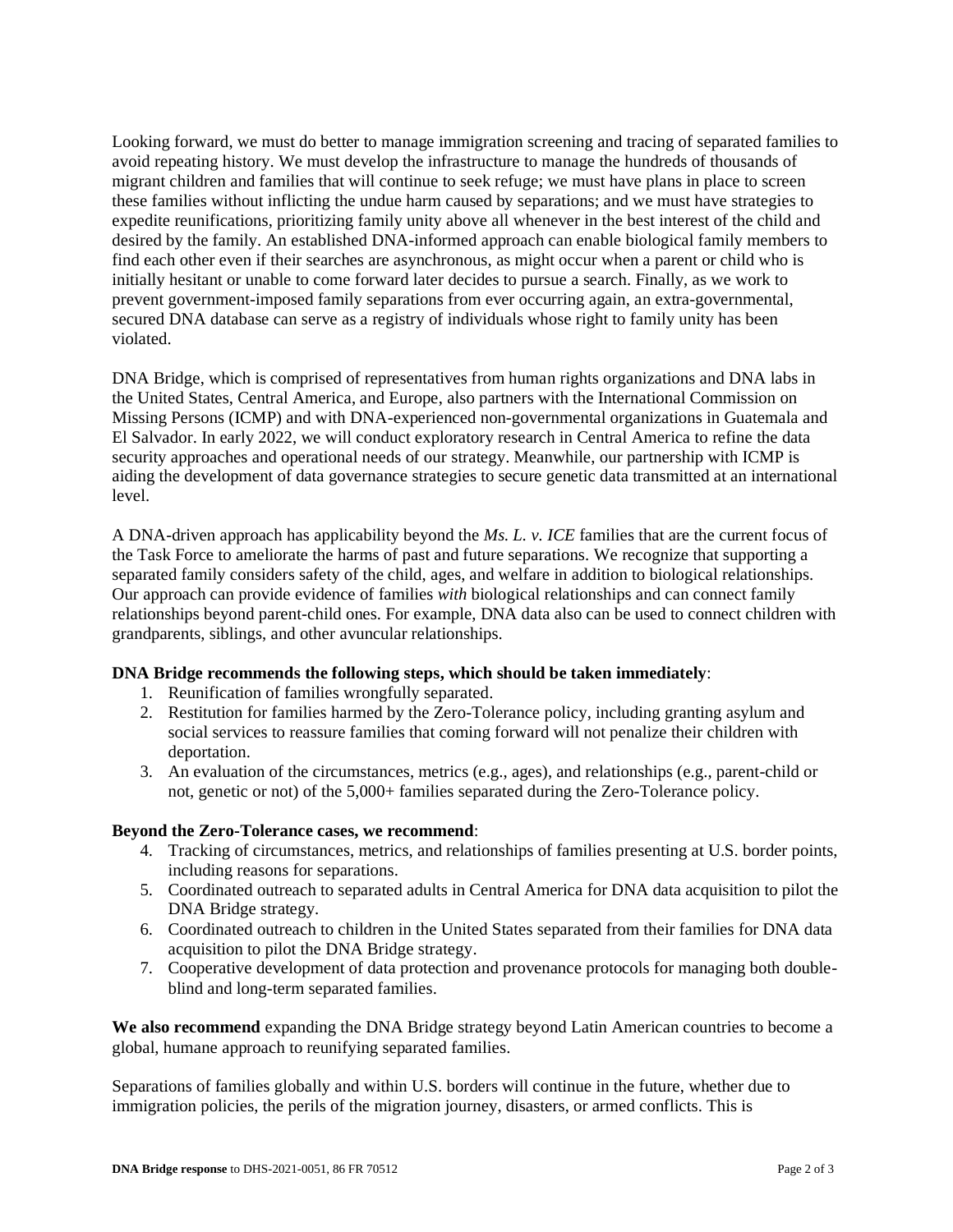Looking forward, we must do better to manage immigration screening and tracing of separated families to avoid repeating history. We must develop the infrastructure to manage the hundreds of thousands of migrant children and families that will continue to seek refuge; we must have plans in place to screen these families without inflicting the undue harm caused by separations; and we must have strategies to expedite reunifications, prioritizing family unity above all whenever in the best interest of the child and desired by the family. An established DNA-informed approach can enable biological family members to find each other even if their searches are asynchronous, as might occur when a parent or child who is initially hesitant or unable to come forward later decides to pursue a search. Finally, as we work to prevent government-imposed family separations from ever occurring again, an extra-governmental, secured DNA database can serve as a registry of individuals whose right to family unity has been violated.

DNA Bridge, which is comprised of representatives from human rights organizations and DNA labs in the United States, Central America, and Europe, also partners with the International Commission on Missing Persons (ICMP) and with DNA-experienced non-governmental organizations in Guatemala and El Salvador. In early 2022, we will conduct exploratory research in Central America to refine the data security approaches and operational needs of our strategy. Meanwhile, our partnership with ICMP is aiding the development of data governance strategies to secure genetic data transmitted at an international level.

A DNA-driven approach has applicability beyond the *Ms. L. v. ICE* families that are the current focus of the Task Force to ameliorate the harms of past and future separations. We recognize that supporting a separated family considers safety of the child, ages, and welfare in addition to biological relationships. Our approach can provide evidence of families *with* biological relationships and can connect family relationships beyond parent-child ones. For example, DNA data also can be used to connect children with grandparents, siblings, and other avuncular relationships.

**DNA Bridge recommends the following steps, which should be taken immediately**:

1. Reunification of families wrongfully separated.
2. Restitution for families harmed by the Zero-Tolerance policy, including granting asylum and social services to reassure families that coming forward will not penalize their children with deportation.
3. An evaluation of the circumstances, metrics (e.g., ages), and relationships (e.g., parent-child or not, genetic or not) of the 5,000+ families separated during the Zero-Tolerance policy.

**Beyond the Zero-Tolerance cases, we recommend**:

4. Tracking of circumstances, metrics, and relationships of families presenting at U.S. border points, including reasons for separations.
5. Coordinated outreach to separated adults in Central America for DNA data acquisition to pilot the DNA Bridge strategy.
6. Coordinated outreach to children in the United States separated from their families for DNA data acquisition to pilot the DNA Bridge strategy.
7. Cooperative development of data protection and provenance protocols for managing both double-blind and long-term separated families.

**We also recommend** expanding the DNA Bridge strategy beyond Latin American countries to become a global, humane approach to reunifying separated families.

Separations of families globally and within U.S. borders will continue in the future, whether due to immigration policies, the perils of the migration journey, disasters, or armed conflicts. This is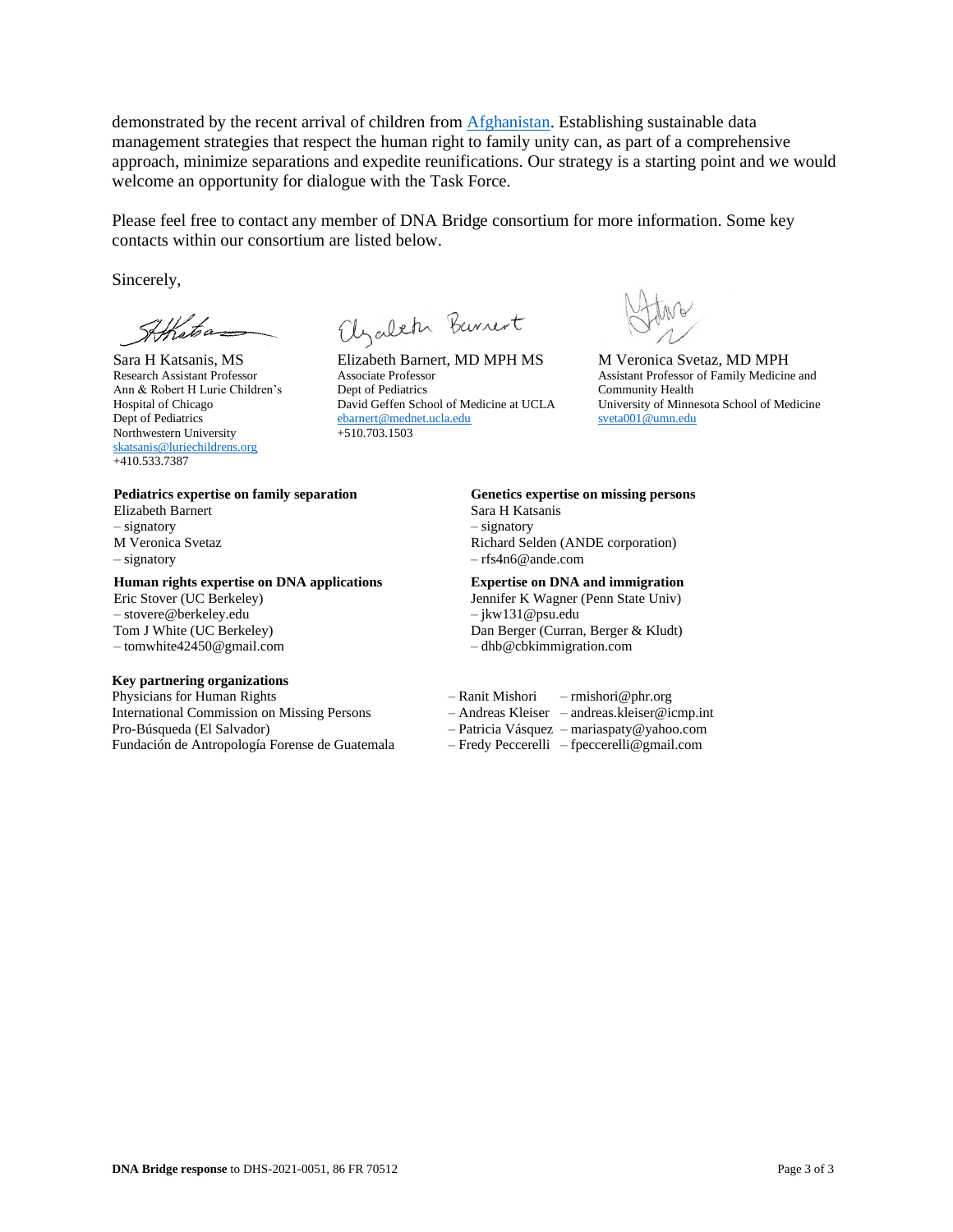demonstrated by the recent arrival of children from Afghanistan. Establishing sustainable data management strategies that respect the human right to family unity can, as part of a comprehensive approach, minimize separations and expedite reunifications. Our strategy is a starting point and we would welcome an opportunity for dialogue with the Task Force.

Please feel free to contact any member of DNA Bridge consortium for more information. Some key contacts within our consortium are listed below.

Sincerely,

Sara H Katsanis, MS
Research Assistant Professor
Ann & Robert H Lurie Children's Hospital of Chicago
Dept of Pediatrics
Northwestern University
skatsanis@luriechildrens.org
+410.533.7387

Elizabeth Barnert, MD MPH MS
Associate Professor
Dept of Pediatrics
David Geffen School of Medicine at UCLA
ebarnert@mednet.ucla.edu
+510.703.1503

M Veronica Svetaz, MD MPH
Assistant Professor of Family Medicine and Community Health
University of Minnesota School of Medicine
sveta001@umn.edu

**Pediatrics expertise on family separation**
Elizabeth Barnert
– signatory
M Veronica Svetaz
– signatory

**Genetics expertise on missing persons**
Sara H Katsanis
– signatory
Richard Selden (ANDE corporation)
– rfs4n6@ande.com

**Human rights expertise on DNA applications**
Eric Stover (UC Berkeley)
– stovere@berkeley.edu
Tom J White (UC Berkeley)
– tomwhite42450@gmail.com

**Expertise on DNA and immigration**
Jennifer K Wagner (Penn State Univ)
– jkw131@psu.edu
Dan Berger (Curran, Berger & Kludt)
– dhb@cbkimmigration.com

**Key partnering organizations**

| | | |
|---|---|---|
| Physicians for Human Rights | – Ranit Mishori | – rmishori@phr.org |
| International Commission on Missing Persons | – Andreas Kleiser | – andreas.kleiser@icmp.int |
| Pro-Búsqueda (El Salvador) | – Patricia Vásquez | – mariaspaty@yahoo.com |
| Fundación de Antropología Forense de Guatemala | – Fredy Peccerelli | – fpeccerelli@gmail.com |